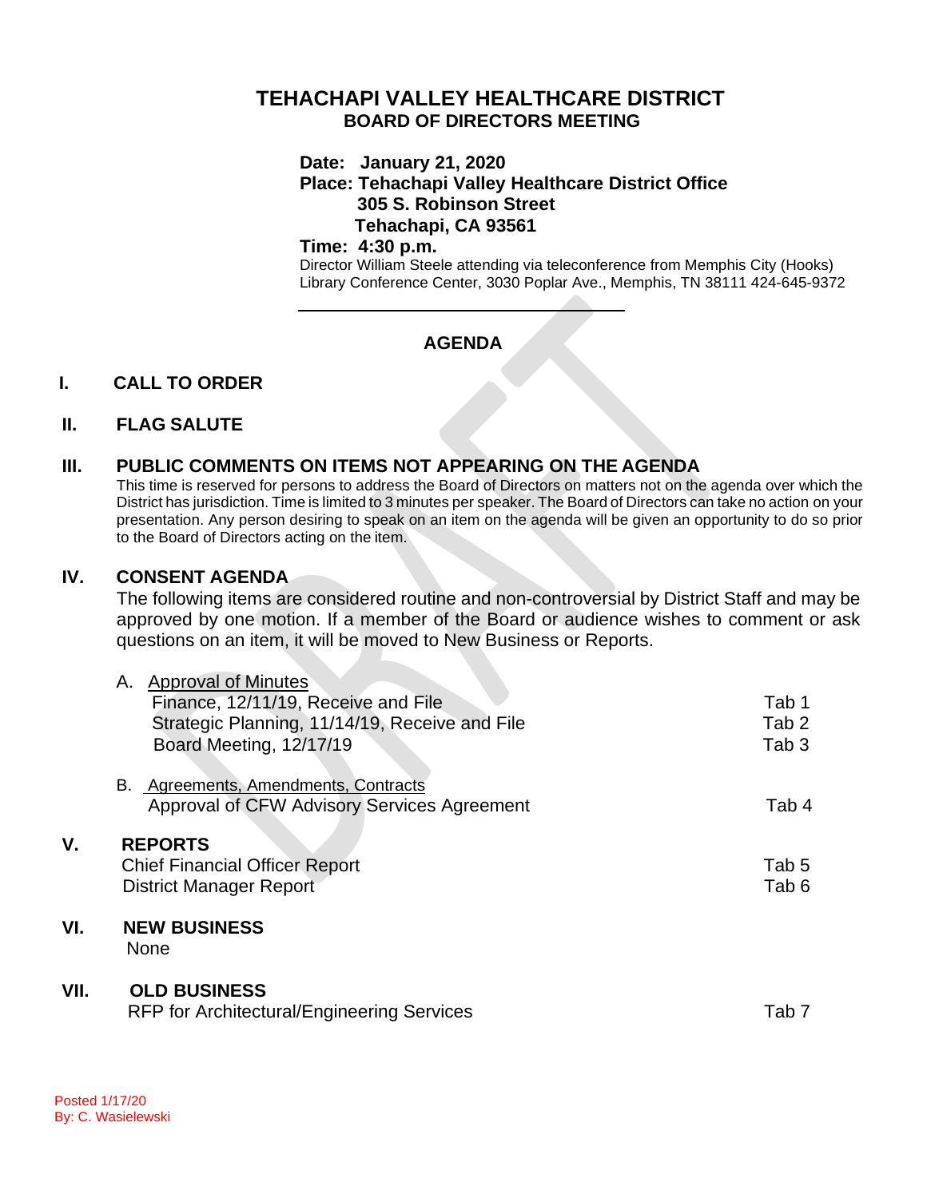# TEHACHAPI VALLEY HEALTHCARE DISTRICT

## BOARD OF DIRECTORS MEETING

**Date: January 21, 2020**
**Place: Tehachapi Valley Healthcare District Office**
**305 S. Robinson Street**
**Tehachapi, CA 93561**
**Time: 4:30 p.m.**

Director William Steele attending via teleconference from Memphis City (Hooks) Library Conference Center, 3030 Poplar Ave., Memphis, TN 38111 424-645-9372

## AGENDA

## I. CALL TO ORDER

## II. FLAG SALUTE

## III. PUBLIC COMMENTS ON ITEMS NOT APPEARING ON THE AGENDA

This time is reserved for persons to address the Board of Directors on matters not on the agenda over which the District has jurisdiction. Time is limited to 3 minutes per speaker. The Board of Directors can take no action on your presentation. Any person desiring to speak on an item on the agenda will be given an opportunity to do so prior to the Board of Directors acting on the item.

## IV. CONSENT AGENDA

The following items are considered routine and non-controversial by District Staff and may be approved by one motion. If a member of the Board or audience wishes to comment or ask questions on an item, it will be moved to New Business or Reports.

A. Approval of Minutes

| | |
|---|---|
| Finance, 12/11/19, Receive and File | Tab 1 |
| Strategic Planning, 11/14/19, Receive and File | Tab 2 |
| Board Meeting, 12/17/19 | Tab 3 |

B. Agreements, Amendments, Contracts

| | |
|---|---|
| Approval of CFW Advisory Services Agreement | Tab 4 |

## V. REPORTS

| | |
|---|---|
| Chief Financial Officer Report | Tab 5 |
| District Manager Report | Tab 6 |

## VI. NEW BUSINESS

None

## VII. OLD BUSINESS

| | |
|---|---|
| RFP for Architectural/Engineering Services | Tab 7 |

Posted 1/17/20
By: C. Wasielewski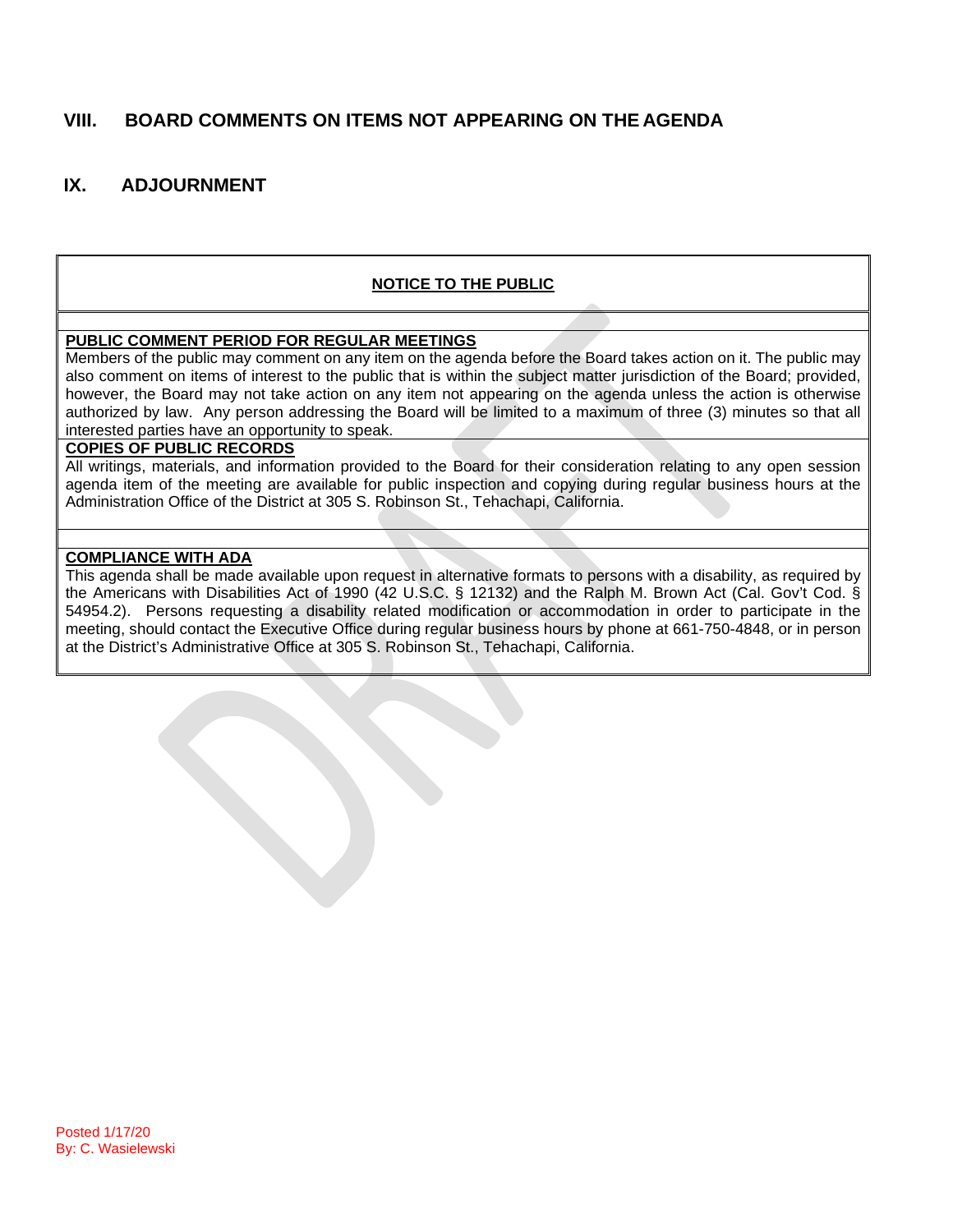## VIII. BOARD COMMENTS ON ITEMS NOT APPEARING ON THE AGENDA

## IX. ADJOURNMENT

**NOTICE TO THE PUBLIC**

**PUBLIC COMMENT PERIOD FOR REGULAR MEETINGS**

Members of the public may comment on any item on the agenda before the Board takes action on it. The public may also comment on items of interest to the public that is within the subject matter jurisdiction of the Board; provided, however, the Board may not take action on any item not appearing on the agenda unless the action is otherwise authorized by law. Any person addressing the Board will be limited to a maximum of three (3) minutes so that all interested parties have an opportunity to speak.

**COPIES OF PUBLIC RECORDS**

All writings, materials, and information provided to the Board for their consideration relating to any open session agenda item of the meeting are available for public inspection and copying during regular business hours at the Administration Office of the District at 305 S. Robinson St., Tehachapi, California.

**COMPLIANCE WITH ADA**

This agenda shall be made available upon request in alternative formats to persons with a disability, as required by the Americans with Disabilities Act of 1990 (42 U.S.C. § 12132) and the Ralph M. Brown Act (Cal. Gov't Cod. § 54954.2). Persons requesting a disability related modification or accommodation in order to participate in the meeting, should contact the Executive Office during regular business hours by phone at 661-750-4848, or in person at the District's Administrative Office at 305 S. Robinson St., Tehachapi, California.

Posted 1/17/20
By: C. Wasielewski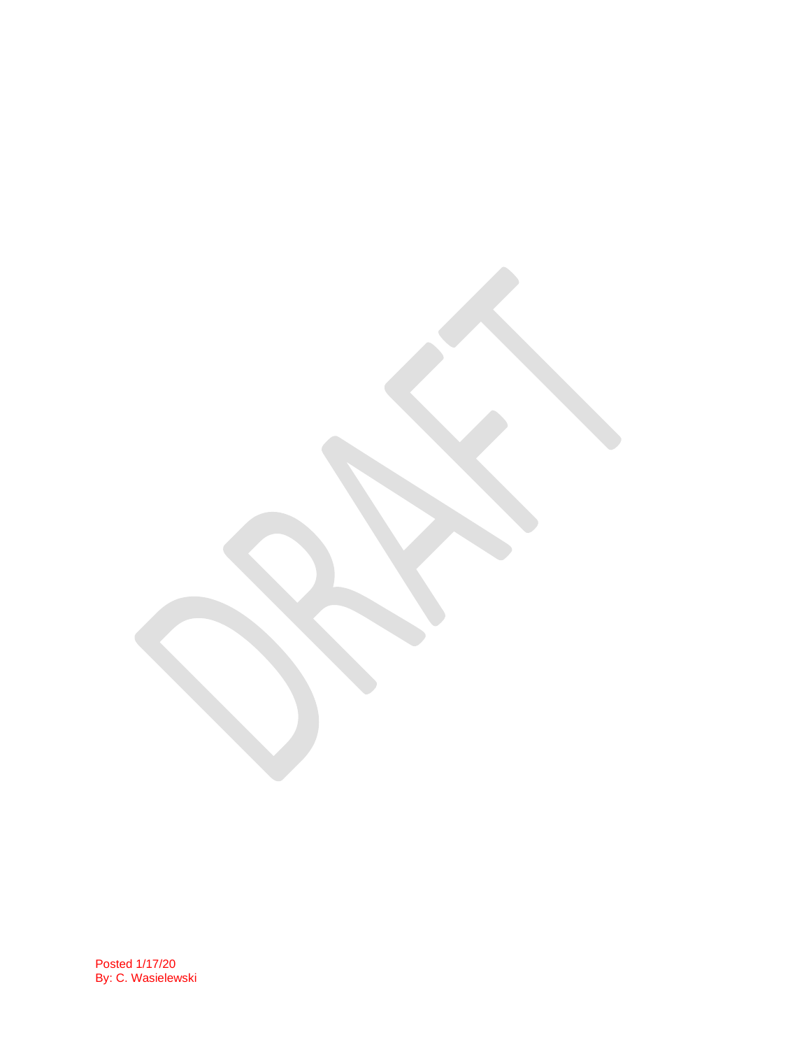DRAFT

Posted 1/17/20
By: C. Wasielewski